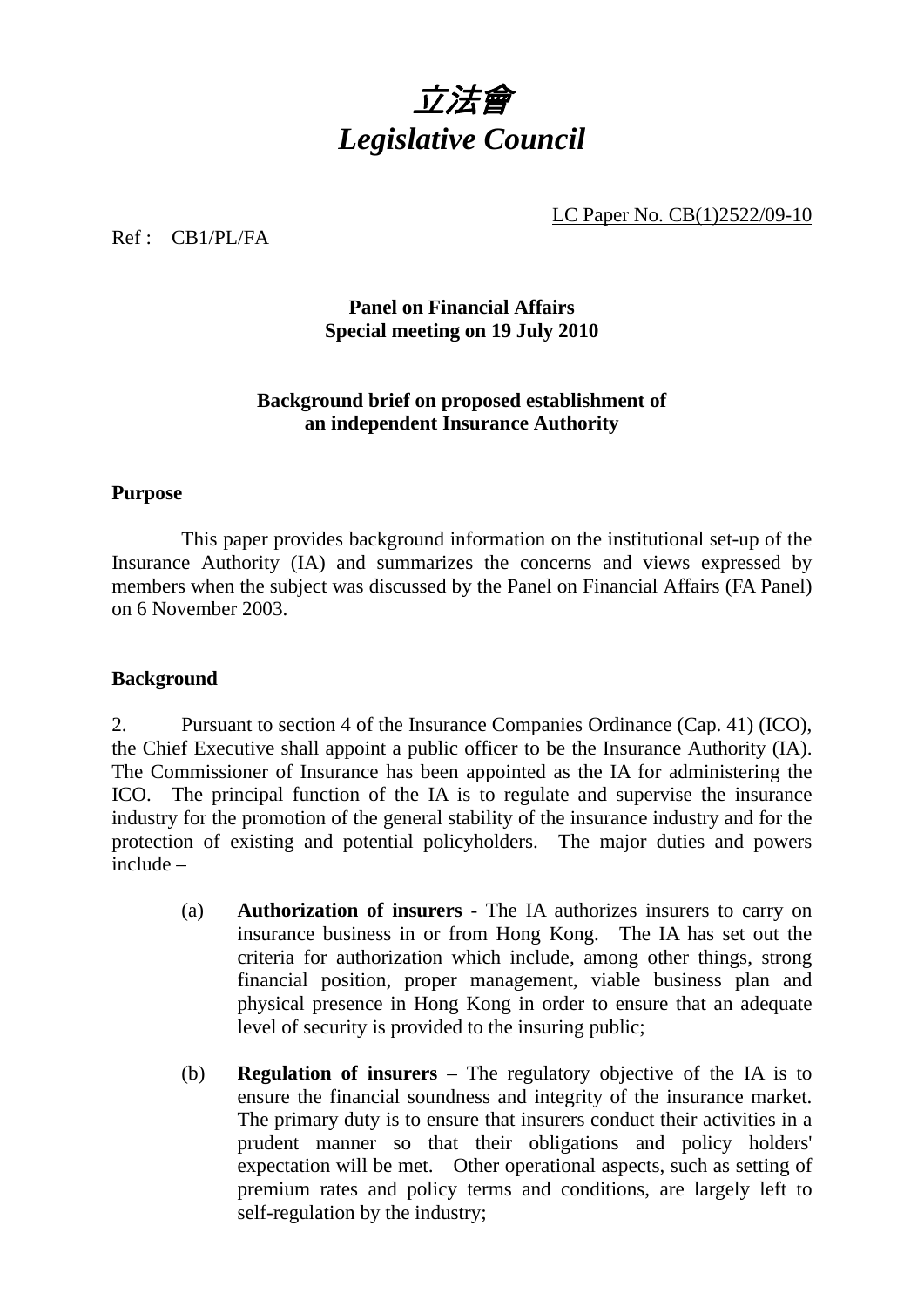# 立法會
# *Legislative Council*

LC Paper No. CB(1)2522/09-10

Ref : CB1/PL/FA

**Panel on Financial Affairs**
**Special meeting on 19 July 2010**

**Background brief on proposed establishment of an independent Insurance Authority**

**Purpose**

This paper provides background information on the institutional set-up of the Insurance Authority (IA) and summarizes the concerns and views expressed by members when the subject was discussed by the Panel on Financial Affairs (FA Panel) on 6 November 2003.

**Background**

2. Pursuant to section 4 of the Insurance Companies Ordinance (Cap. 41) (ICO), the Chief Executive shall appoint a public officer to be the Insurance Authority (IA). The Commissioner of Insurance has been appointed as the IA for administering the ICO. The principal function of the IA is to regulate and supervise the insurance industry for the promotion of the general stability of the insurance industry and for the protection of existing and potential policyholders. The major duties and powers include –

(a) **Authorization of insurers -** The IA authorizes insurers to carry on insurance business in or from Hong Kong. The IA has set out the criteria for authorization which include, among other things, strong financial position, proper management, viable business plan and physical presence in Hong Kong in order to ensure that an adequate level of security is provided to the insuring public;

(b) **Regulation of insurers** – The regulatory objective of the IA is to ensure the financial soundness and integrity of the insurance market. The primary duty is to ensure that insurers conduct their activities in a prudent manner so that their obligations and policy holders' expectation will be met. Other operational aspects, such as setting of premium rates and policy terms and conditions, are largely left to self-regulation by the industry;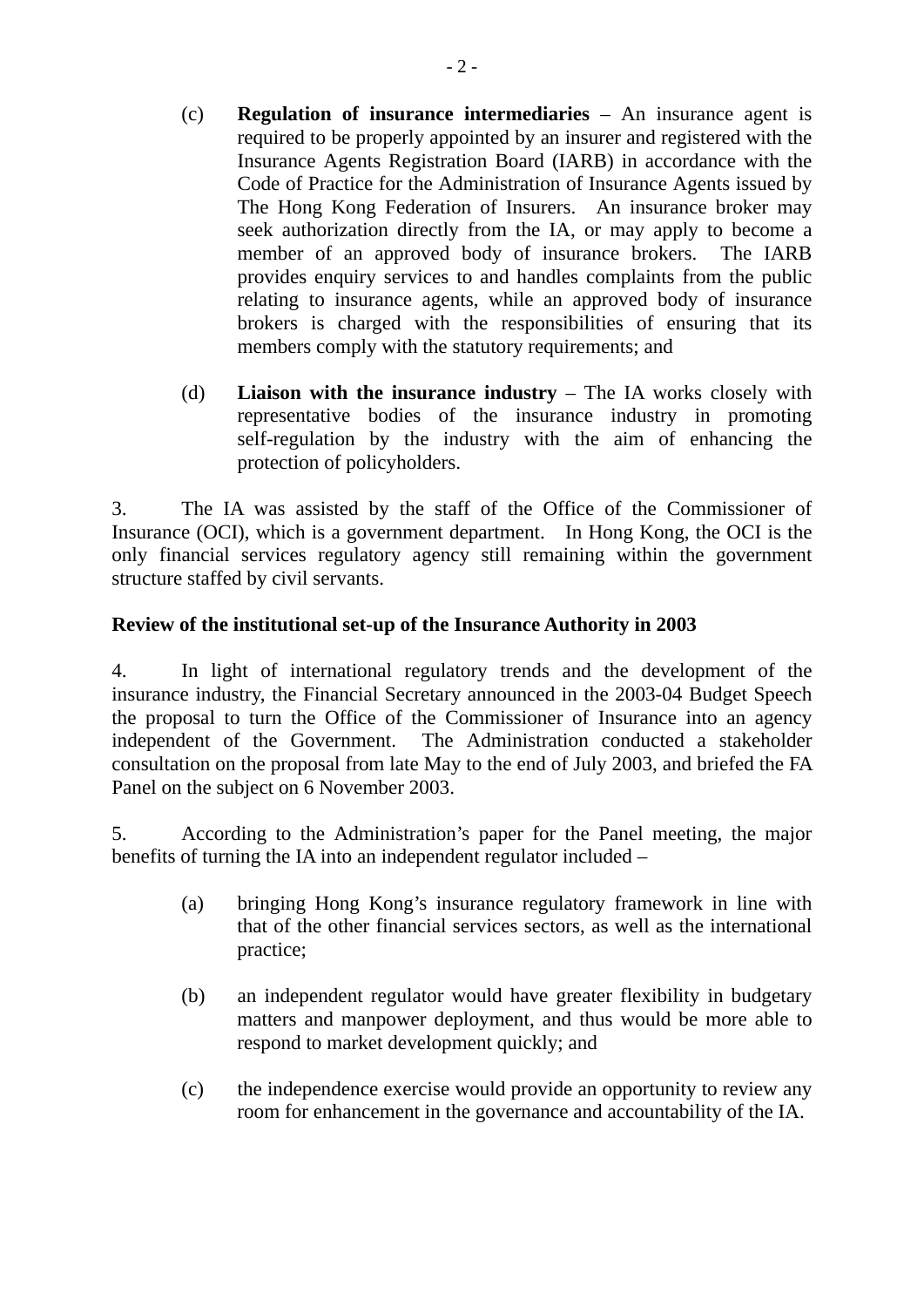(c) **Regulation of insurance intermediaries** – An insurance agent is required to be properly appointed by an insurer and registered with the Insurance Agents Registration Board (IARB) in accordance with the Code of Practice for the Administration of Insurance Agents issued by The Hong Kong Federation of Insurers. An insurance broker may seek authorization directly from the IA, or may apply to become a member of an approved body of insurance brokers. The IARB provides enquiry services to and handles complaints from the public relating to insurance agents, while an approved body of insurance brokers is charged with the responsibilities of ensuring that its members comply with the statutory requirements; and

(d) **Liaison with the insurance industry** – The IA works closely with representative bodies of the insurance industry in promoting self-regulation by the industry with the aim of enhancing the protection of policyholders.

3. The IA was assisted by the staff of the Office of the Commissioner of Insurance (OCI), which is a government department. In Hong Kong, the OCI is the only financial services regulatory agency still remaining within the government structure staffed by civil servants.

**Review of the institutional set-up of the Insurance Authority in 2003**

4. In light of international regulatory trends and the development of the insurance industry, the Financial Secretary announced in the 2003-04 Budget Speech the proposal to turn the Office of the Commissioner of Insurance into an agency independent of the Government. The Administration conducted a stakeholder consultation on the proposal from late May to the end of July 2003, and briefed the FA Panel on the subject on 6 November 2003.

5. According to the Administration's paper for the Panel meeting, the major benefits of turning the IA into an independent regulator included –

(a) bringing Hong Kong's insurance regulatory framework in line with that of the other financial services sectors, as well as the international practice;

(b) an independent regulator would have greater flexibility in budgetary matters and manpower deployment, and thus would be more able to respond to market development quickly; and

(c) the independence exercise would provide an opportunity to review any room for enhancement in the governance and accountability of the IA.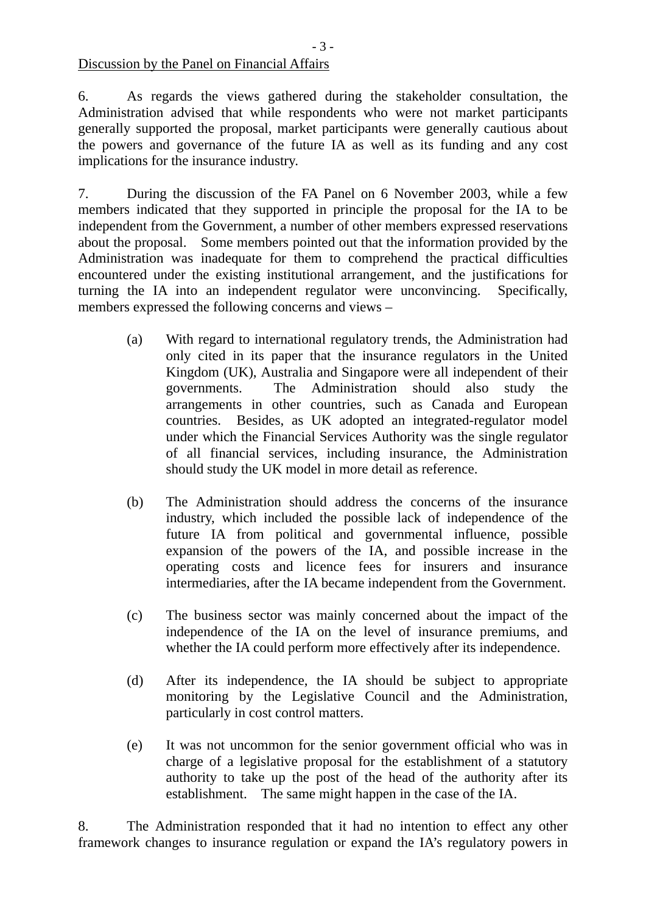<u>Discussion by the Panel on Financial Affairs</u>

6. As regards the views gathered during the stakeholder consultation, the Administration advised that while respondents who were not market participants generally supported the proposal, market participants were generally cautious about the powers and governance of the future IA as well as its funding and any cost implications for the insurance industry.

7. During the discussion of the FA Panel on 6 November 2003, while a few members indicated that they supported in principle the proposal for the IA to be independent from the Government, a number of other members expressed reservations about the proposal. Some members pointed out that the information provided by the Administration was inadequate for them to comprehend the practical difficulties encountered under the existing institutional arrangement, and the justifications for turning the IA into an independent regulator were unconvincing. Specifically, members expressed the following concerns and views –

(a) With regard to international regulatory trends, the Administration had only cited in its paper that the insurance regulators in the United Kingdom (UK), Australia and Singapore were all independent of their governments. The Administration should also study the arrangements in other countries, such as Canada and European countries. Besides, as UK adopted an integrated-regulator model under which the Financial Services Authority was the single regulator of all financial services, including insurance, the Administration should study the UK model in more detail as reference.

(b) The Administration should address the concerns of the insurance industry, which included the possible lack of independence of the future IA from political and governmental influence, possible expansion of the powers of the IA, and possible increase in the operating costs and licence fees for insurers and insurance intermediaries, after the IA became independent from the Government.

(c) The business sector was mainly concerned about the impact of the independence of the IA on the level of insurance premiums, and whether the IA could perform more effectively after its independence.

(d) After its independence, the IA should be subject to appropriate monitoring by the Legislative Council and the Administration, particularly in cost control matters.

(e) It was not uncommon for the senior government official who was in charge of a legislative proposal for the establishment of a statutory authority to take up the post of the head of the authority after its establishment. The same might happen in the case of the IA.

8. The Administration responded that it had no intention to effect any other framework changes to insurance regulation or expand the IA's regulatory powers in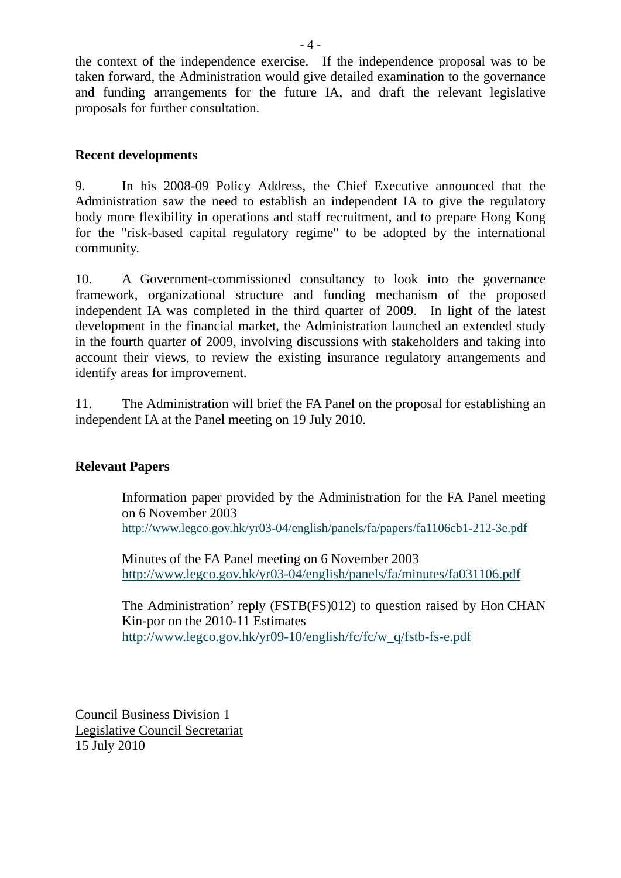the context of the independence exercise. If the independence proposal was to be taken forward, the Administration would give detailed examination to the governance and funding arrangements for the future IA, and draft the relevant legislative proposals for further consultation.

## Recent developments

9. In his 2008-09 Policy Address, the Chief Executive announced that the Administration saw the need to establish an independent IA to give the regulatory body more flexibility in operations and staff recruitment, and to prepare Hong Kong for the "risk-based capital regulatory regime" to be adopted by the international community.

10. A Government-commissioned consultancy to look into the governance framework, organizational structure and funding mechanism of the proposed independent IA was completed in the third quarter of 2009. In light of the latest development in the financial market, the Administration launched an extended study in the fourth quarter of 2009, involving discussions with stakeholders and taking into account their views, to review the existing insurance regulatory arrangements and identify areas for improvement.

11. The Administration will brief the FA Panel on the proposal for establishing an independent IA at the Panel meeting on 19 July 2010.

## Relevant Papers

Information paper provided by the Administration for the FA Panel meeting on 6 November 2003
http://www.legco.gov.hk/yr03-04/english/panels/fa/papers/fa1106cb1-212-3e.pdf

Minutes of the FA Panel meeting on 6 November 2003
http://www.legco.gov.hk/yr03-04/english/panels/fa/minutes/fa031106.pdf

The Administration' reply (FSTB(FS)012) to question raised by Hon CHAN Kin-por on the 2010-11 Estimates
http://www.legco.gov.hk/yr09-10/english/fc/fc/w_q/fstb-fs-e.pdf

Council Business Division 1
Legislative Council Secretariat
15 July 2010